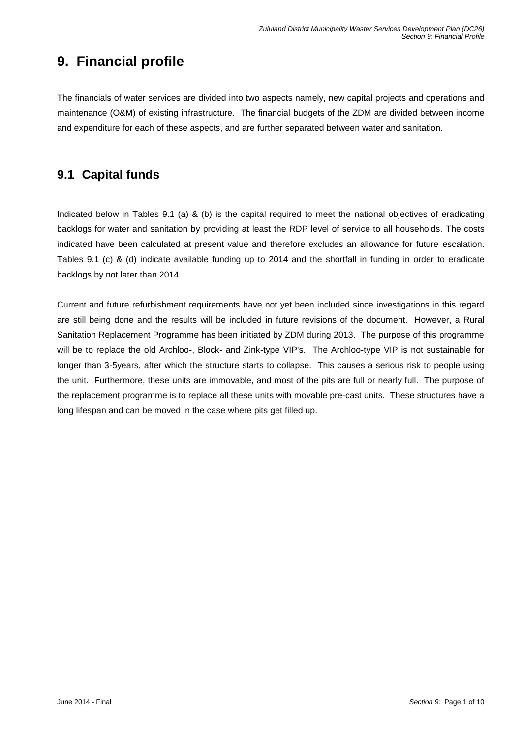# 9. Financial profile

The financials of water services are divided into two aspects namely, new capital projects and operations and maintenance (O&M) of existing infrastructure. The financial budgets of the ZDM are divided between income and expenditure for each of these aspects, and are further separated between water and sanitation.

## 9.1 Capital funds

Indicated below in Tables 9.1 (a) & (b) is the capital required to meet the national objectives of eradicating backlogs for water and sanitation by providing at least the RDP level of service to all households. The costs indicated have been calculated at present value and therefore excludes an allowance for future escalation. Tables 9.1 (c) & (d) indicate available funding up to 2014 and the shortfall in funding in order to eradicate backlogs by not later than 2014.

Current and future refurbishment requirements have not yet been included since investigations in this regard are still being done and the results will be included in future revisions of the document. However, a Rural Sanitation Replacement Programme has been initiated by ZDM during 2013. The purpose of this programme will be to replace the old Archloo-, Block- and Zink-type VIP's. The Archloo-type VIP is not sustainable for longer than 3-5years, after which the structure starts to collapse. This causes a serious risk to people using the unit. Furthermore, these units are immovable, and most of the pits are full or nearly full. The purpose of the replacement programme is to replace all these units with movable pre-cast units. These structures have a long lifespan and can be moved in the case where pits get filled up.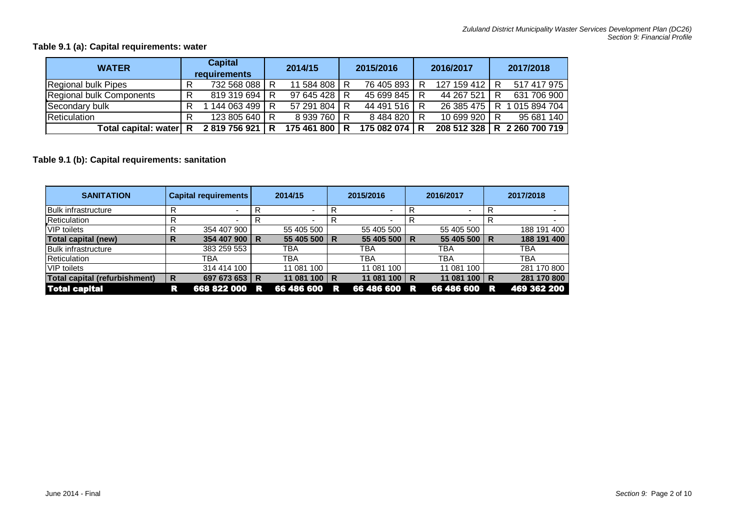**Table 9.1 (a): Capital requirements: water**

| WATER | Capital requirements | 2014/15 | 2015/2016 | 2016/2017 | 2017/2018 |
|---|---|---|---|---|---|
| Regional bulk Pipes | R 732 568 088 | R 11 584 808 | R 76 405 893 | R 127 159 412 | R 517 417 975 |
| Regional bulk Components | R 819 319 694 | R 97 645 428 | R 45 699 845 | R 44 267 521 | R 631 706 900 |
| Secondary bulk | R 1 144 063 499 | R 57 291 804 | R 44 491 516 | R 26 385 475 | R 1 015 894 704 |
| Reticulation | R 123 805 640 | R 8 939 760 | R 8 484 820 | R 10 699 920 | R 95 681 140 |
| **Total capital: water** | **R 2 819 756 921** | **R 175 461 800** | **R 175 082 074** | **R 208 512 328** | **R 2 260 700 719** |

**Table 9.1 (b): Capital requirements: sanitation**

| SANITATION | Capital requirements | 2014/15 | 2015/2016 | 2016/2017 | 2017/2018 |
|---|---|---|---|---|---|
| Bulk infrastructure | R - | R - | R - | R - | R - |
| Reticulation | R - | R - | R - | R - | R - |
| VIP toilets | R 354 407 900 | 55 405 500 | 55 405 500 | 55 405 500 | 188 191 400 |
| **Total capital (new)** | **R 354 407 900** | **R 55 405 500** | **R 55 405 500** | **R 55 405 500** | **R 188 191 400** |
| Bulk infrastructure | 383 259 553 | TBA | TBA | TBA | TBA |
| Reticulation | TBA | TBA | TBA | TBA | TBA |
| VIP toilets | 314 414 100 | 11 081 100 | 11 081 100 | 11 081 100 | 281 170 800 |
| **Total capital (refurbishment)** | **R 697 673 653** | **R 11 081 100** | **R 11 081 100** | **R 11 081 100** | **R 281 170 800** |
| **Total capital** | **R 668 822 000** | **R 66 486 600** | **R 66 486 600** | **R 66 486 600** | **R 469 362 200** |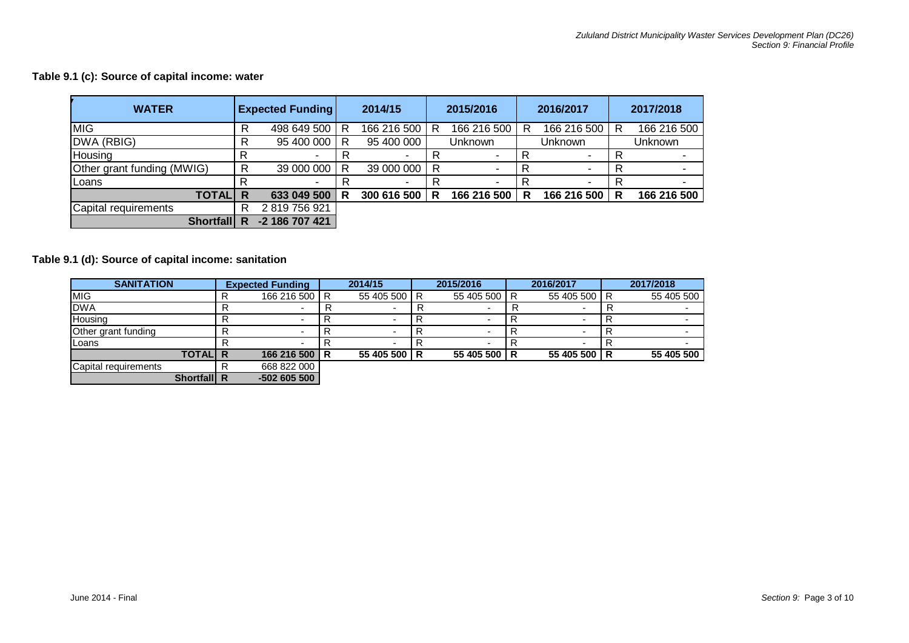**Table 9.1 (c): Source of capital income: water**

| WATER | Expected Funding | 2014/15 | 2015/2016 | 2016/2017 | 2017/2018 |
|---|---|---|---|---|---|
| MIG | R 498 649 500 | R 166 216 500 | R 166 216 500 | R 166 216 500 | R 166 216 500 |
| DWA (RBIG) | R 95 400 000 | R 95 400 000 | Unknown | Unknown | Unknown |
| Housing | R - | R - | R - | R - | R - |
| Other grant funding (MWIG) | R 39 000 000 | R 39 000 000 | R - | R - | R - |
| Loans | R - | R - | R - | R - | R - |
| **TOTAL** | **R 633 049 500** | **R 300 616 500** | **R 166 216 500** | **R 166 216 500** | **R 166 216 500** |
| Capital requirements | R 2 819 756 921 | | | | |
| **Shortfall** | **R -2 186 707 421** | | | | |

**Table 9.1 (d): Source of capital income: sanitation**

| SANITATION | Expected Funding | 2014/15 | 2015/2016 | 2016/2017 | 2017/2018 |
|---|---|---|---|---|---|
| MIG | R 166 216 500 | R 55 405 500 | R 55 405 500 | R 55 405 500 | R 55 405 500 |
| DWA | R - | R - | R - | R - | R - |
| Housing | R - | R - | R - | R - | R - |
| Other grant funding | R - | R - | R - | R - | R - |
| Loans | R - | R - | R - | R - | R - |
| **TOTAL** | **R 166 216 500** | **R 55 405 500** | **R 55 405 500** | **R 55 405 500** | **R 55 405 500** |
| Capital requirements | R 668 822 000 | | | | |
| **Shortfall** | **R -502 605 500** | | | | |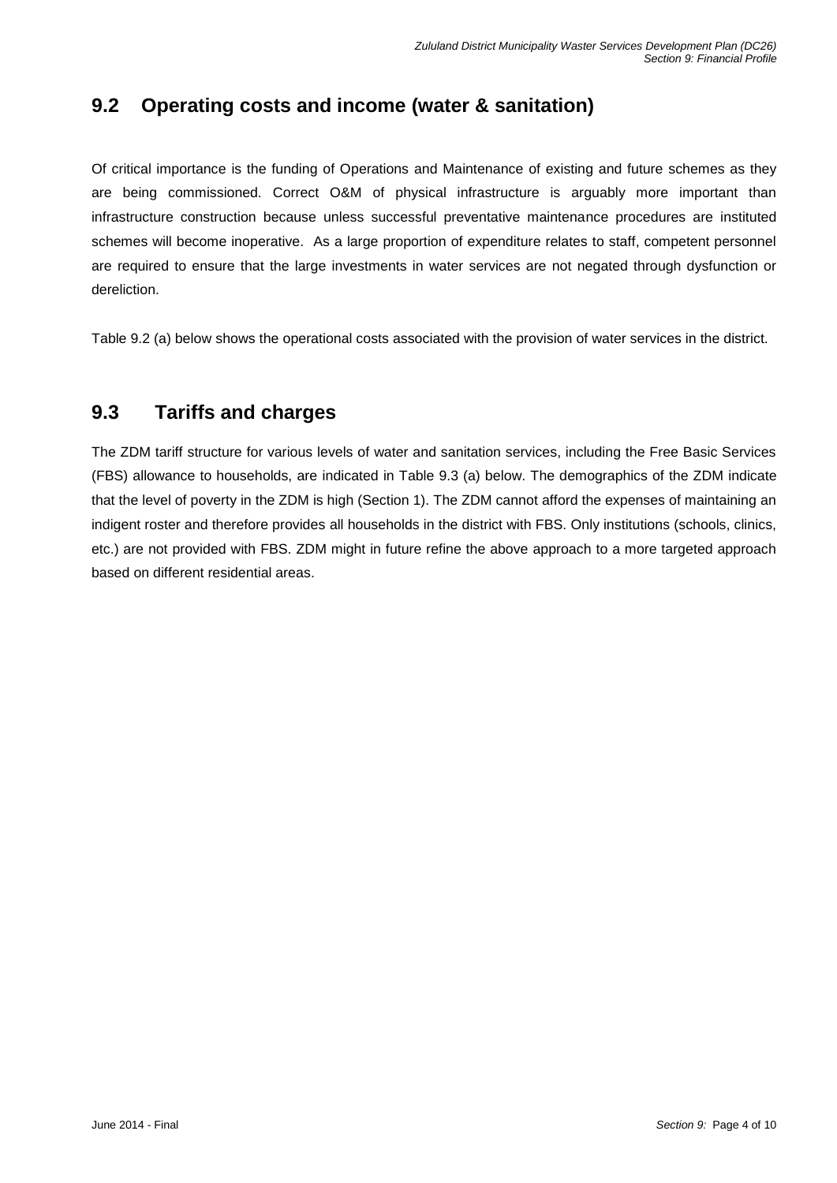## 9.2 Operating costs and income (water & sanitation)

Of critical importance is the funding of Operations and Maintenance of existing and future schemes as they are being commissioned. Correct O&M of physical infrastructure is arguably more important than infrastructure construction because unless successful preventative maintenance procedures are instituted schemes will become inoperative. As a large proportion of expenditure relates to staff, competent personnel are required to ensure that the large investments in water services are not negated through dysfunction or dereliction.

Table 9.2 (a) below shows the operational costs associated with the provision of water services in the district.

## 9.3 Tariffs and charges

The ZDM tariff structure for various levels of water and sanitation services, including the Free Basic Services (FBS) allowance to households, are indicated in Table 9.3 (a) below. The demographics of the ZDM indicate that the level of poverty in the ZDM is high (Section 1). The ZDM cannot afford the expenses of maintaining an indigent roster and therefore provides all households in the district with FBS. Only institutions (schools, clinics, etc.) are not provided with FBS. ZDM might in future refine the above approach to a more targeted approach based on different residential areas.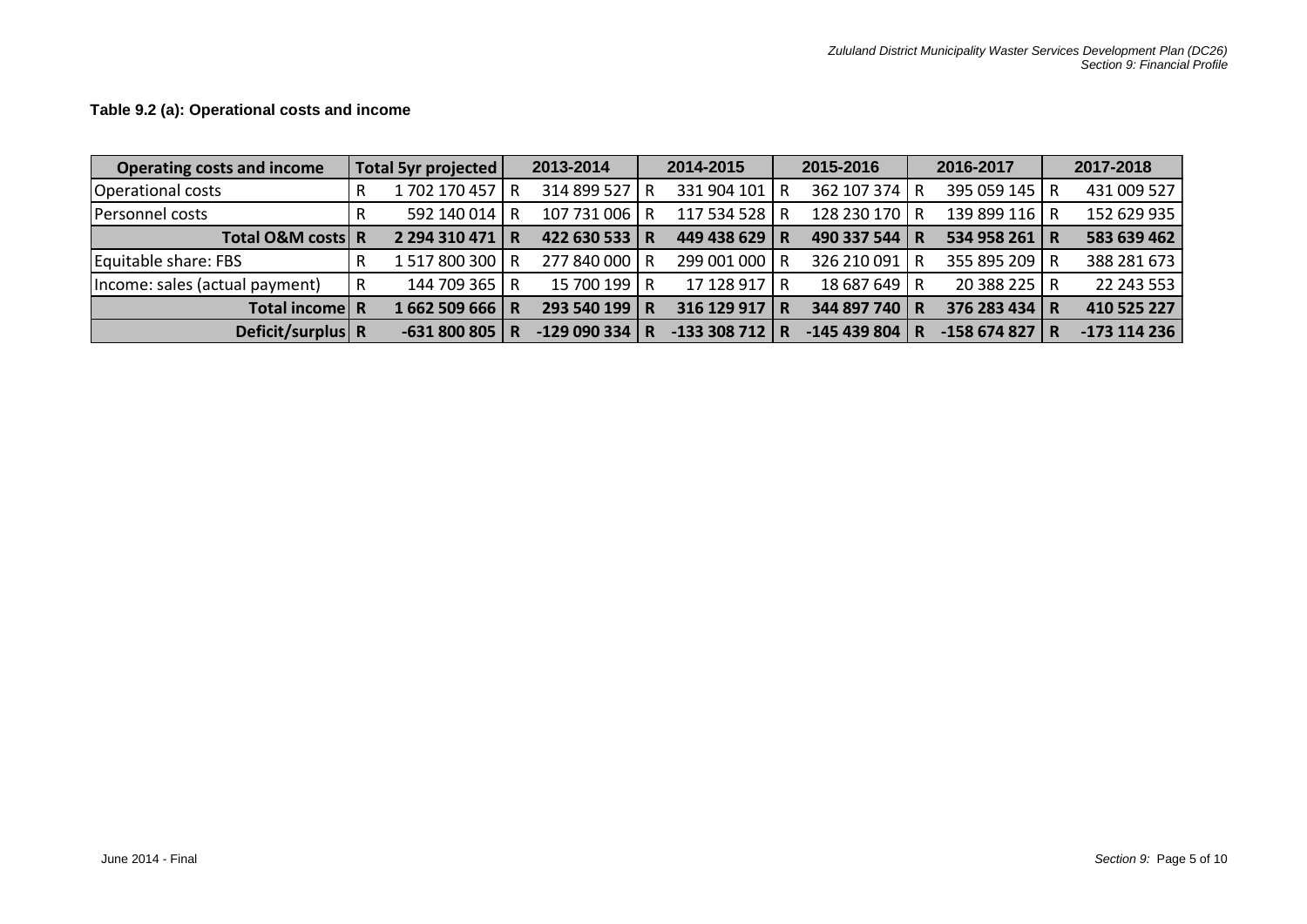**Table 9.2 (a): Operational costs and income**

| Operating costs and income | | Total 5yr projected | | 2013-2014 | | 2014-2015 | | 2015-2016 | | 2016-2017 | | 2017-2018 |
|---|---|---|---|---|---|---|---|---|---|---|---|---|
| Operational costs | R | 1 702 170 457 | R | 314 899 527 | R | 331 904 101 | R | 362 107 374 | R | 395 059 145 | R | 431 009 527 |
| Personnel costs | R | 592 140 014 | R | 107 731 006 | R | 117 534 528 | R | 128 230 170 | R | 139 899 116 | R | 152 629 935 |
| **Total O&M costs** | **R** | **2 294 310 471** | **R** | **422 630 533** | **R** | **449 438 629** | **R** | **490 337 544** | **R** | **534 958 261** | **R** | **583 639 462** |
| Equitable share: FBS | R | 1 517 800 300 | R | 277 840 000 | R | 299 001 000 | R | 326 210 091 | R | 355 895 209 | R | 388 281 673 |
| Income: sales (actual payment) | R | 144 709 365 | R | 15 700 199 | R | 17 128 917 | R | 18 687 649 | R | 20 388 225 | R | 22 243 553 |
| **Total income** | **R** | **1 662 509 666** | **R** | **293 540 199** | **R** | **316 129 917** | **R** | **344 897 740** | **R** | **376 283 434** | **R** | **410 525 227** |
| **Deficit/surplus** | **R** | **-631 800 805** | **R** | **-129 090 334** | **R** | **-133 308 712** | **R** | **-145 439 804** | **R** | **-158 674 827** | **R** | **-173 114 236** |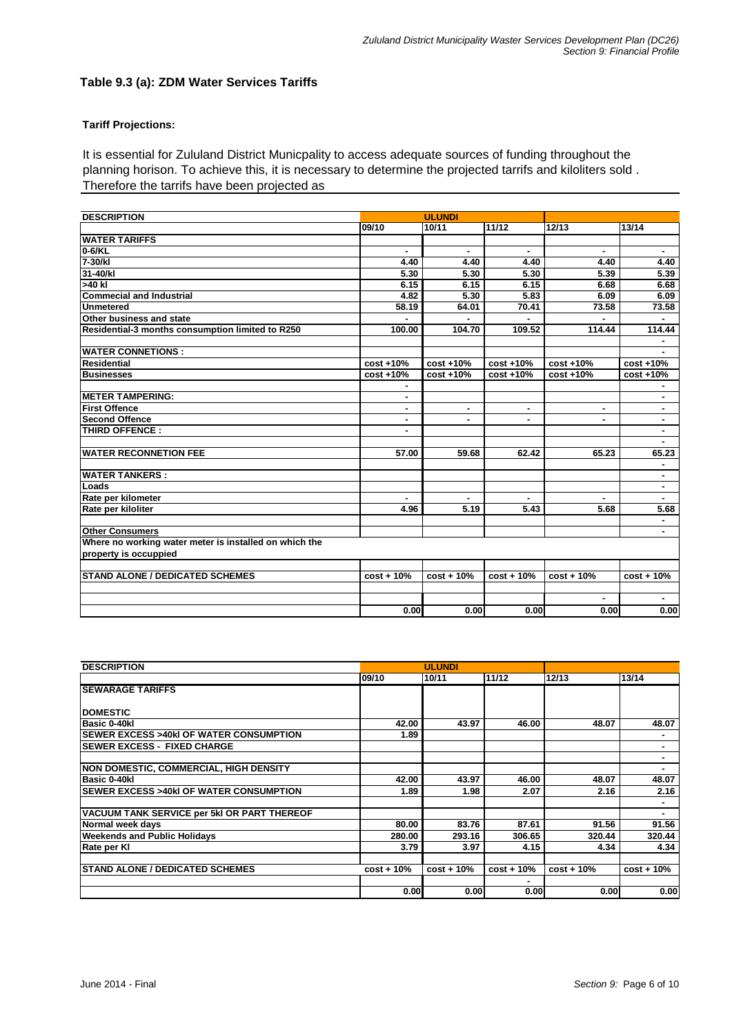### Table 9.3 (a): ZDM Water Services Tariffs

**Tariff Projections:**

It is essential for Zululand District Municpality to access adequate sources of funding throughout the planning horison. To achieve this, it is necessary to determine the projected tarrifs and kiloliters sold . Therefore the tarrifs have been projected as

| DESCRIPTION | ULUNDI | | | | |
|---|---|---|---|---|---|
| | 09/10 | 10/11 | 11/12 | 12/13 | 13/14 |
| **WATER TARIFFS** | | | | | |
| 0-6/KL | - | - | - | - | - |
| 7-30/kl | 4.40 | 4.40 | 4.40 | 4.40 | 4.40 |
| 31-40/kl | 5.30 | 5.30 | 5.30 | 5.39 | 5.39 |
| >40 kl | 6.15 | 6.15 | 6.15 | 6.68 | 6.68 |
| Commecial and Industrial | 4.82 | 5.30 | 5.83 | 6.09 | 6.09 |
| Unmetered | 58.19 | 64.01 | 70.41 | 73.58 | 73.58 |
| Other business and state | - | - | - | - | - |
| Residential-3 months consumption limited to R250 | 100.00 | 104.70 | 109.52 | 114.44 | 114.44 |
| | | | | | - |
| **WATER CONNETIONS :** | | | | | - |
| Residential | cost +10% | cost +10% | cost +10% | cost +10% | cost +10% |
| Businesses | cost +10% | cost +10% | cost +10% | cost +10% | cost +10% |
| | - | | | | - |
| **METER TAMPERING:** | - | | | | - |
| First Offence | - | - | - | - | - |
| Second Offence | - | - | - | - | - |
| THIRD OFFENCE : | - | | | | - |
| | | | | | - |
| **WATER RECONNETION FEE** | 57.00 | 59.68 | 62.42 | 65.23 | 65.23 |
| | | | | | - |
| **WATER TANKERS :** | | | | | - |
| Loads | | | | | - |
| Rate per kilometer | - | - | - | - | - |
| Rate per kiloliter | 4.96 | 5.19 | 5.43 | 5.68 | 5.68 |
| | | | | | - |
| Other Consumers | | | | | - |
| Where no working water meter is installed on which the property is occuppied | | | | | |
| | | | | | |
| **STAND ALONE / DEDICATED SCHEMES** | cost + 10% | cost + 10% | cost + 10% | cost + 10% | cost + 10% |
| | | | | | |
| | | | | - | - |
| | 0.00 | 0.00 | 0.00 | 0.00 | 0.00 |

| DESCRIPTION | ULUNDI | | | | |
|---|---|---|---|---|---|
| | 09/10 | 10/11 | 11/12 | 12/13 | 13/14 |
| **SEWARAGE TARIFFS** | | | | | |
| **DOMESTIC** | | | | | |
| Basic 0-40kl | 42.00 | 43.97 | 46.00 | 48.07 | 48.07 |
| SEWER EXCESS >40kl OF WATER CONSUMPTION | 1.89 | | | | - |
| SEWER EXCESS - FIXED CHARGE | | | | | - |
| | | | | | - |
| **NON DOMESTIC, COMMERCIAL, HIGH DENSITY** | | | | | - |
| Basic 0-40kl | 42.00 | 43.97 | 46.00 | 48.07 | 48.07 |
| SEWER EXCESS >40kl OF WATER CONSUMPTION | 1.89 | 1.98 | 2.07 | 2.16 | 2.16 |
| | | | | | - |
| **VACUUM TANK SERVICE per 5kl OR PART THEREOF** | | | | | - |
| Normal week days | 80.00 | 83.76 | 87.61 | 91.56 | 91.56 |
| Weekends and Public Holidays | 280.00 | 293.16 | 306.65 | 320.44 | 320.44 |
| Rate per Kl | 3.79 | 3.97 | 4.15 | 4.34 | 4.34 |
| | | | | | |
| **STAND ALONE / DEDICATED SCHEMES** | cost + 10% | cost + 10% | cost + 10% | cost + 10% | cost + 10% |
| | | | - | | |
| | 0.00 | 0.00 | 0.00 | 0.00 | 0.00 |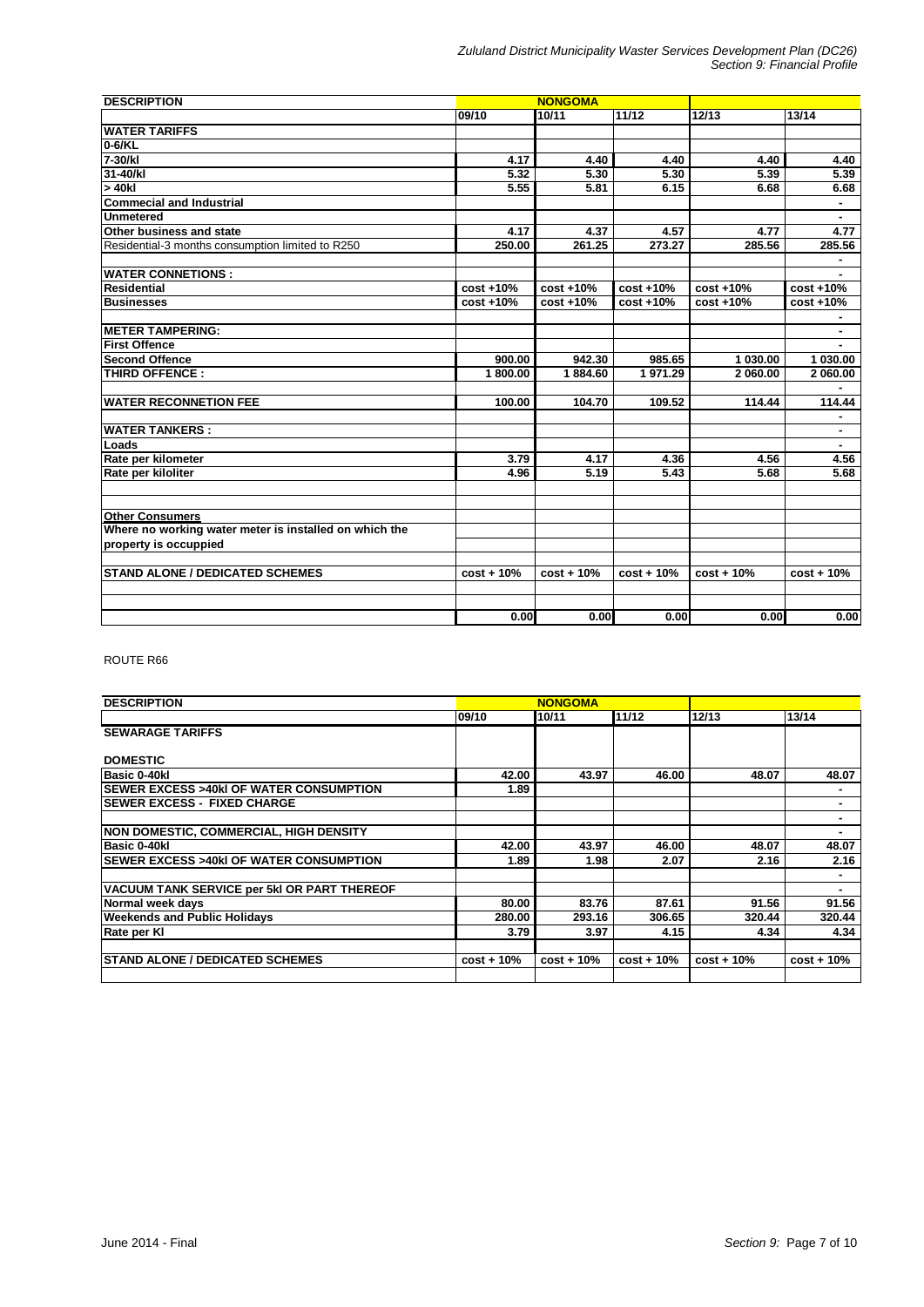| DESCRIPTION | NONGOMA | | | | |
|---|---|---|---|---|---|
| | 09/10 | 10/11 | 11/12 | 12/13 | 13/14 |
| **WATER TARIFFS** | | | | | |
| **0-6/KL** | | | | | |
| **7-30/kl** | 4.17 | 4.40 | 4.40 | 4.40 | 4.40 |
| **31-40/kl** | 5.32 | 5.30 | 5.30 | 5.39 | 5.39 |
| **> 40kl** | 5.55 | 5.81 | 6.15 | 6.68 | 6.68 |
| **Commecial and Industrial** | | | | | - |
| **Unmetered** | | | | | - |
| **Other business and state** | 4.17 | 4.37 | 4.57 | 4.77 | 4.77 |
| Residential-3 months consumption limited to R250 | 250.00 | 261.25 | 273.27 | 285.56 | 285.56 |
| | | | | | - |
| **WATER CONNETIONS :** | | | | | - |
| **Residential** | cost +10% | cost +10% | cost +10% | cost +10% | cost +10% |
| **Businesses** | cost +10% | cost +10% | cost +10% | cost +10% | cost +10% |
| | | | | | - |
| **METER TAMPERING:** | | | | | - |
| **First Offence** | | | | | - |
| **Second Offence** | 900.00 | 942.30 | 985.65 | 1 030.00 | 1 030.00 |
| **THIRD OFFENCE :** | 1 800.00 | 1 884.60 | 1 971.29 | 2 060.00 | 2 060.00 |
| | | | | | - |
| **WATER RECONNETION FEE** | 100.00 | 104.70 | 109.52 | 114.44 | 114.44 |
| | | | | | - |
| **WATER TANKERS :** | | | | | - |
| **Loads** | | | | | - |
| **Rate per kilometer** | 3.79 | 4.17 | 4.36 | 4.56 | 4.56 |
| **Rate per kiloliter** | 4.96 | 5.19 | 5.43 | 5.68 | 5.68 |
| | | | | | |
| | | | | | |
| **Other Consumers** | | | | | |
| **Where no working water meter is installed on which the** | | | | | |
| **property is occuppied** | | | | | |
| | | | | | |
| **STAND ALONE / DEDICATED SCHEMES** | cost + 10% | cost + 10% | cost + 10% | cost + 10% | cost + 10% |
| | | | | | |
| | | | | | |
| | 0.00 | 0.00 | 0.00 | 0.00 | 0.00 |

ROUTE R66

| DESCRIPTION | NONGOMA | | | | |
|---|---|---|---|---|---|
| | 09/10 | 10/11 | 11/12 | 12/13 | 13/14 |
| **SEWARAGE TARIFFS** | | | | | |
| **DOMESTIC** | | | | | |
| **Basic 0-40kl** | 42.00 | 43.97 | 46.00 | 48.07 | 48.07 |
| **SEWER EXCESS >40kl OF WATER CONSUMPTION** | 1.89 | | | | - |
| **SEWER EXCESS - FIXED CHARGE** | | | | | - |
| | | | | | - |
| **NON DOMESTIC, COMMERCIAL, HIGH DENSITY** | | | | | - |
| **Basic 0-40kl** | 42.00 | 43.97 | 46.00 | 48.07 | 48.07 |
| **SEWER EXCESS >40kl OF WATER CONSUMPTION** | 1.89 | 1.98 | 2.07 | 2.16 | 2.16 |
| | | | | | - |
| **VACUUM TANK SERVICE per 5kl OR PART THEREOF** | | | | | - |
| **Normal week days** | 80.00 | 83.76 | 87.61 | 91.56 | 91.56 |
| **Weekends and Public Holidays** | 280.00 | 293.16 | 306.65 | 320.44 | 320.44 |
| **Rate per Kl** | 3.79 | 3.97 | 4.15 | 4.34 | 4.34 |
| | | | | | |
| **STAND ALONE / DEDICATED SCHEMES** | cost + 10% | cost + 10% | cost + 10% | cost + 10% | cost + 10% |
| | | | | | |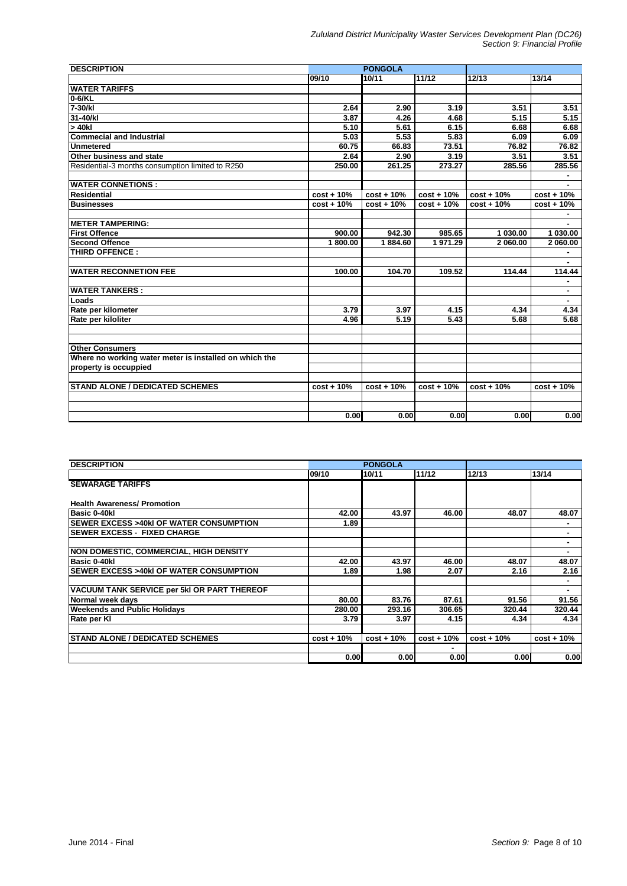| DESCRIPTION | PONGOLA | | | | |
|---|---|---|---|---|---|
| | 09/10 | 10/11 | 11/12 | 12/13 | 13/14 |
| **WATER TARIFFS** | | | | | |
| **0-6/KL** | | | | | |
| **7-30/kl** | 2.64 | 2.90 | 3.19 | 3.51 | 3.51 |
| **31-40/kl** | 3.87 | 4.26 | 4.68 | 5.15 | 5.15 |
| **> 40kl** | 5.10 | 5.61 | 6.15 | 6.68 | 6.68 |
| **Commecial and Industrial** | 5.03 | 5.53 | 5.83 | 6.09 | 6.09 |
| **Unmetered** | 60.75 | 66.83 | 73.51 | 76.82 | 76.82 |
| **Other business and state** | 2.64 | 2.90 | 3.19 | 3.51 | 3.51 |
| Residential-3 months consumption limited to R250 | 250.00 | 261.25 | 273.27 | 285.56 | 285.56 |
| | | | | | - |
| **WATER CONNETIONS :** | | | | | - |
| **Residential** | cost + 10% | cost + 10% | cost + 10% | cost + 10% | cost + 10% |
| **Businesses** | cost + 10% | cost + 10% | cost + 10% | cost + 10% | cost + 10% |
| | | | | | - |
| **METER TAMPERING:** | | | | | - |
| **First Offence** | 900.00 | 942.30 | 985.65 | 1 030.00 | 1 030.00 |
| **Second Offence** | 1 800.00 | 1 884.60 | 1 971.29 | 2 060.00 | 2 060.00 |
| **THIRD OFFENCE :** | | | | | - |
| | | | | | - |
| **WATER RECONNETION FEE** | 100.00 | 104.70 | 109.52 | 114.44 | 114.44 |
| | | | | | - |
| **WATER TANKERS :** | | | | | - |
| **Loads** | | | | | - |
| **Rate per kilometer** | 3.79 | 3.97 | 4.15 | 4.34 | 4.34 |
| **Rate per kiloliter** | 4.96 | 5.19 | 5.43 | 5.68 | 5.68 |
| | | | | | |
| | | | | | |
| **Other Consumers** | | | | | |
| **Where no working water meter is installed on which the property is occuppied** | | | | | |
| | | | | | |
| **STAND ALONE / DEDICATED SCHEMES** | cost + 10% | cost + 10% | cost + 10% | cost + 10% | cost + 10% |
| | | | | | |
| | | | | | |
| | 0.00 | 0.00 | 0.00 | 0.00 | 0.00 |

| DESCRIPTION | PONGOLA | | | | |
|---|---|---|---|---|---|
| | 09/10 | 10/11 | 11/12 | 12/13 | 13/14 |
| **SEWARAGE TARIFFS** | | | | | |
| **Health Awareness/ Promotion** | | | | | |
| **Basic 0-40kl** | 42.00 | 43.97 | 46.00 | 48.07 | 48.07 |
| **SEWER EXCESS >40kl OF WATER CONSUMPTION** | 1.89 | | | | - |
| **SEWER EXCESS - FIXED CHARGE** | | | | | - |
| | | | | | - |
| **NON DOMESTIC, COMMERCIAL, HIGH DENSITY** | | | | | - |
| **Basic 0-40kl** | 42.00 | 43.97 | 46.00 | 48.07 | 48.07 |
| **SEWER EXCESS >40kl OF WATER CONSUMPTION** | 1.89 | 1.98 | 2.07 | 2.16 | 2.16 |
| | | | | | - |
| **VACUUM TANK SERVICE per 5kl OR PART THEREOF** | | | | | - |
| **Normal week days** | 80.00 | 83.76 | 87.61 | 91.56 | 91.56 |
| **Weekends and Public Holidays** | 280.00 | 293.16 | 306.65 | 320.44 | 320.44 |
| **Rate per Kl** | 3.79 | 3.97 | 4.15 | 4.34 | 4.34 |
| | | | | | |
| **STAND ALONE / DEDICATED SCHEMES** | cost + 10% | cost + 10% | cost + 10% | cost + 10% | cost + 10% |
| | | | - | | |
| | 0.00 | 0.00 | 0.00 | 0.00 | 0.00 |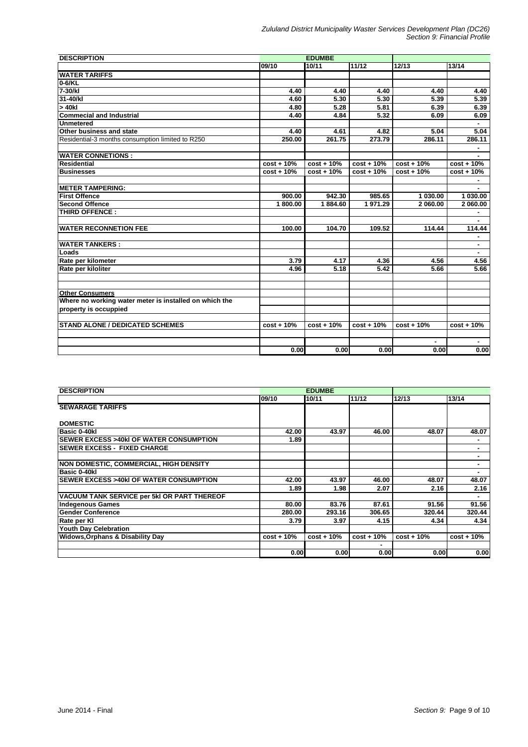| DESCRIPTION | EDUMBE | | | | |
|---|---|---|---|---|---|
| | 09/10 | 10/11 | 11/12 | 12/13 | 13/14 |
| **WATER TARIFFS** | | | | | |
| **0-6/KL** | | | | | |
| **7-30/kl** | 4.40 | 4.40 | 4.40 | 4.40 | 4.40 |
| **31-40/kl** | 4.60 | 5.30 | 5.30 | 5.39 | 5.39 |
| **> 40kl** | 4.80 | 5.28 | 5.81 | 6.39 | 6.39 |
| **Commecial and Industrial** | 4.40 | 4.84 | 5.32 | 6.09 | 6.09 |
| **Unmetered** | | | | | - |
| **Other business and state** | 4.40 | 4.61 | 4.82 | 5.04 | 5.04 |
| Residential-3 months consumption limited to R250 | 250.00 | 261.75 | 273.79 | 286.11 | 286.11 |
| | | | | | - |
| **WATER CONNETIONS :** | | | | | - |
| **Residential** | cost + 10% | cost + 10% | cost + 10% | cost + 10% | cost + 10% |
| **Businesses** | cost + 10% | cost + 10% | cost + 10% | cost + 10% | cost + 10% |
| | | | | | - |
| **METER TAMPERING:** | | | | | - |
| **First Offence** | 900.00 | 942.30 | 985.65 | 1 030.00 | 1 030.00 |
| **Second Offence** | 1 800.00 | 1 884.60 | 1 971.29 | 2 060.00 | 2 060.00 |
| **THIRD OFFENCE :** | | | | | - |
| | | | | | - |
| **WATER RECONNETION FEE** | 100.00 | 104.70 | 109.52 | 114.44 | 114.44 |
| | | | | | - |
| **WATER TANKERS :** | | | | | - |
| **Loads** | | | | | - |
| **Rate per kilometer** | 3.79 | 4.17 | 4.36 | 4.56 | 4.56 |
| **Rate per kiloliter** | 4.96 | 5.18 | 5.42 | 5.66 | 5.66 |
| | | | | | |
| | | | | | |
| **Other Consumers** | | | | | |
| **Where no working water meter is installed on which the property is occuppied** | | | | | |
| | | | | | |
| **STAND ALONE / DEDICATED SCHEMES** | cost + 10% | cost + 10% | cost + 10% | cost + 10% | cost + 10% |
| | | | | | |
| | | | | - | - |
| | 0.00 | 0.00 | 0.00 | 0.00 | 0.00 |

| DESCRIPTION | EDUMBE | | | | |
|---|---|---|---|---|---|
| | 09/10 | 10/11 | 11/12 | 12/13 | 13/14 |
| **SEWARAGE TARIFFS** | | | | | |
| **DOMESTIC** | | | | | |
| **Basic 0-40kl** | 42.00 | 43.97 | 46.00 | 48.07 | 48.07 |
| **SEWER EXCESS >40kl OF WATER CONSUMPTION** | 1.89 | | | | - |
| **SEWER EXCESS - FIXED CHARGE** | | | | | - |
| | | | | | - |
| **NON DOMESTIC, COMMERCIAL, HIGH DENSITY** | | | | | - |
| **Basic 0-40kl** | | | | | - |
| **SEWER EXCESS >40kl OF WATER CONSUMPTION** | 42.00 | 43.97 | 46.00 | 48.07 | 48.07 |
| | 1.89 | 1.98 | 2.07 | 2.16 | 2.16 |
| **VACUUM TANK SERVICE per 5kl OR PART THEREOF** | | | | | - |
| **Indegenous Games** | 80.00 | 83.76 | 87.61 | 91.56 | 91.56 |
| **Gender Conference** | 280.00 | 293.16 | 306.65 | 320.44 | 320.44 |
| **Rate per Kl** | 3.79 | 3.97 | 4.15 | 4.34 | 4.34 |
| **Youth Day Celebration** | | | | | |
| **Widows,Orphans & Disability Day** | cost + 10% | cost + 10% | cost + 10% | cost + 10% | cost + 10% |
| | | | - | | |
| | 0.00 | 0.00 | 0.00 | 0.00 | 0.00 |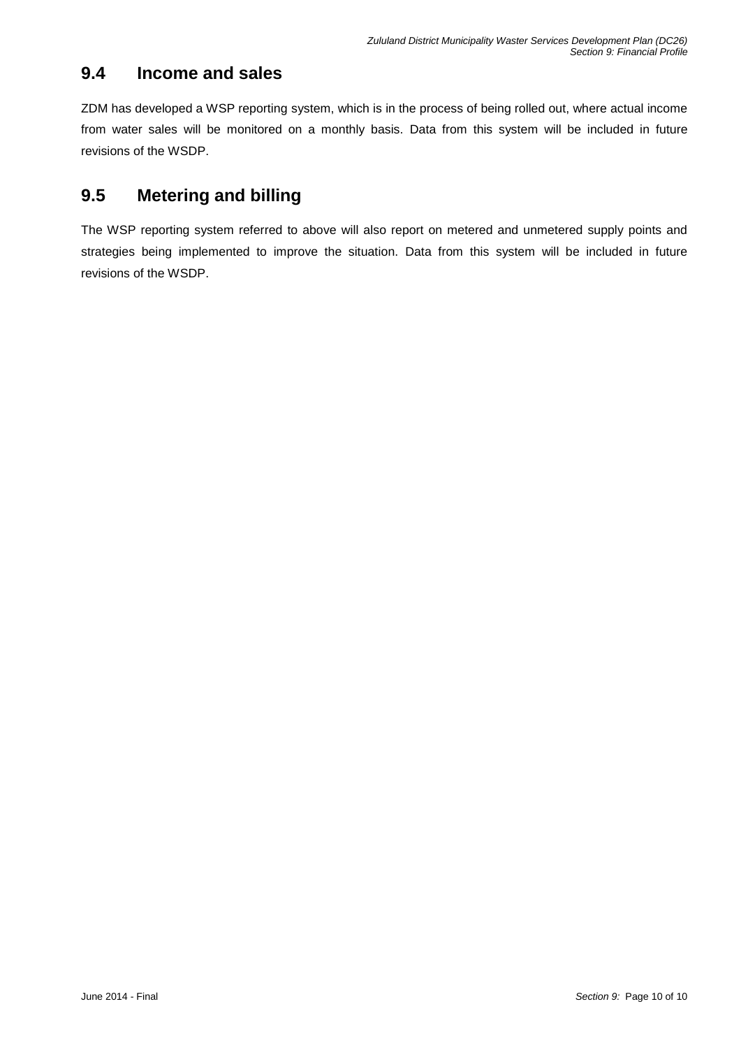## 9.4 Income and sales

ZDM has developed a WSP reporting system, which is in the process of being rolled out, where actual income from water sales will be monitored on a monthly basis. Data from this system will be included in future revisions of the WSDP.

## 9.5 Metering and billing

The WSP reporting system referred to above will also report on metered and unmetered supply points and strategies being implemented to improve the situation. Data from this system will be included in future revisions of the WSDP.